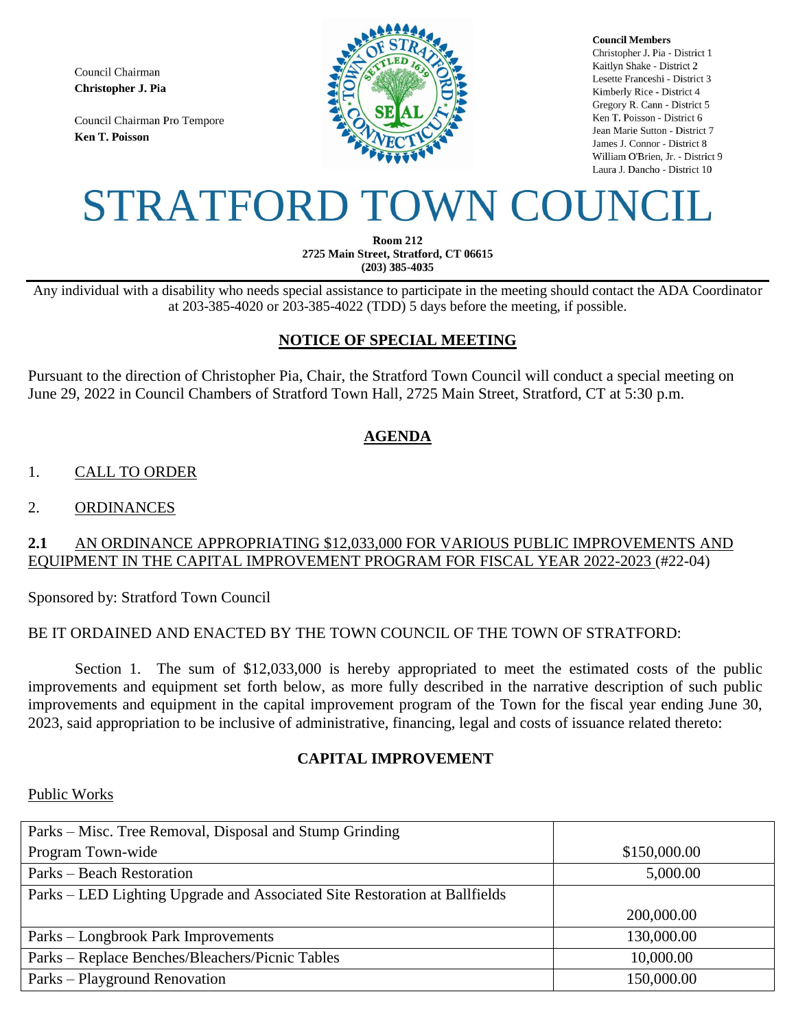Council Chairman
**Christopher J. Pia**

Council Chairman Pro Tempore
**Ken T. Poisson**

**Council Members**
Christopher J. Pia - District 1
Kaitlyn Shake - District 2
Lesette Franceshi - District 3
Kimberly Rice - District 4
Gregory R. Cann - District 5
Ken T. Poisson - District 6
Jean Marie Sutton - District 7
James J. Connor - District 8
William O'Brien, Jr. - District 9
Laura J. Dancho - District 10

# STRATFORD TOWN COUNCIL

**Room 212**
**2725 Main Street, Stratford, CT 06615**
**(203) 385-4035**

Any individual with a disability who needs special assistance to participate in the meeting should contact the ADA Coordinator at 203-385-4020 or 203-385-4022 (TDD) 5 days before the meeting, if possible.

## NOTICE OF SPECIAL MEETING

Pursuant to the direction of Christopher Pia, Chair, the Stratford Town Council will conduct a special meeting on June 29, 2022 in Council Chambers of Stratford Town Hall, 2725 Main Street, Stratford, CT at 5:30 p.m.

## AGENDA

1. CALL TO ORDER

2. ORDINANCES

**2.1** AN ORDINANCE APPROPRIATING $12,033,000 FOR VARIOUS PUBLIC IMPROVEMENTS AND EQUIPMENT IN THE CAPITAL IMPROVEMENT PROGRAM FOR FISCAL YEAR 2022-2023 (#22-04)

Sponsored by: Stratford Town Council

BE IT ORDAINED AND ENACTED BY THE TOWN COUNCIL OF THE TOWN OF STRATFORD:

Section 1. The sum of $12,033,000 is hereby appropriated to meet the estimated costs of the public improvements and equipment set forth below, as more fully described in the narrative description of such public improvements and equipment in the capital improvement program of the Town for the fiscal year ending June 30, 2023, said appropriation to be inclusive of administrative, financing, legal and costs of issuance related thereto:

### CAPITAL IMPROVEMENT

Public Works

| | |
|---|---|
| Parks – Misc. Tree Removal, Disposal and Stump Grinding Program Town-wide | $150,000.00 |
| Parks – Beach Restoration | 5,000.00 |
| Parks – LED Lighting Upgrade and Associated Site Restoration at Ballfields | 200,000.00 |
| Parks – Longbrook Park Improvements | 130,000.00 |
| Parks – Replace Benches/Bleachers/Picnic Tables | 10,000.00 |
| Parks – Playground Renovation | 150,000.00 |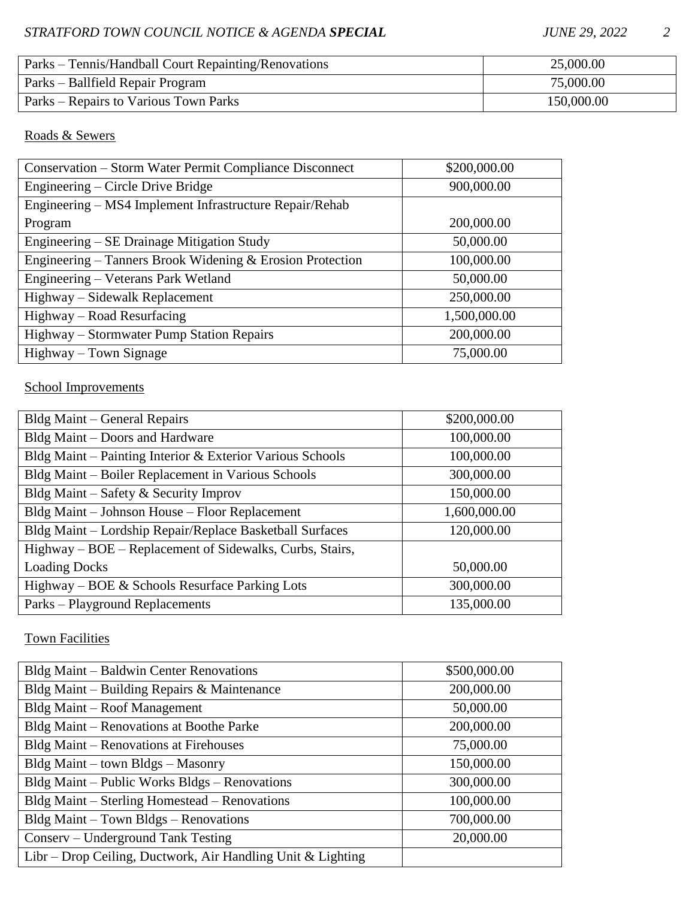| Parks – Tennis/Handball Court Repainting/Renovations | 25,000.00 |
|---|---|
| Parks – Ballfield Repair Program | 75,000.00 |
| Parks – Repairs to Various Town Parks | 150,000.00 |

Roads & Sewers

| Conservation – Storm Water Permit Compliance Disconnect | $200,000.00 |
|---|---|
| Engineering – Circle Drive Bridge | 900,000.00 |
| Engineering – MS4 Implement Infrastructure Repair/Rehab Program | 200,000.00 |
| Engineering – SE Drainage Mitigation Study | 50,000.00 |
| Engineering – Tanners Brook Widening & Erosion Protection | 100,000.00 |
| Engineering – Veterans Park Wetland | 50,000.00 |
| Highway – Sidewalk Replacement | 250,000.00 |
| Highway – Road Resurfacing | 1,500,000.00 |
| Highway – Stormwater Pump Station Repairs | 200,000.00 |
| Highway – Town Signage | 75,000.00 |

School Improvements

| Bldg Maint – General Repairs | $200,000.00 |
|---|---|
| Bldg Maint – Doors and Hardware | 100,000.00 |
| Bldg Maint – Painting Interior & Exterior Various Schools | 100,000.00 |
| Bldg Maint – Boiler Replacement in Various Schools | 300,000.00 |
| Bldg Maint – Safety & Security Improv | 150,000.00 |
| Bldg Maint – Johnson House – Floor Replacement | 1,600,000.00 |
| Bldg Maint – Lordship Repair/Replace Basketball Surfaces | 120,000.00 |
| Highway – BOE – Replacement of Sidewalks, Curbs, Stairs, Loading Docks | 50,000.00 |
| Highway – BOE & Schools Resurface Parking Lots | 300,000.00 |
| Parks – Playground Replacements | 135,000.00 |

Town Facilities

| Bldg Maint – Baldwin Center Renovations | $500,000.00 |
|---|---|
| Bldg Maint – Building Repairs & Maintenance | 200,000.00 |
| Bldg Maint – Roof Management | 50,000.00 |
| Bldg Maint – Renovations at Boothe Parke | 200,000.00 |
| Bldg Maint – Renovations at Firehouses | 75,000.00 |
| Bldg Maint – town Bldgs – Masonry | 150,000.00 |
| Bldg Maint – Public Works Bldgs – Renovations | 300,000.00 |
| Bldg Maint – Sterling Homestead – Renovations | 100,000.00 |
| Bldg Maint – Town Bldgs – Renovations | 700,000.00 |
| Conserv – Underground Tank Testing | 20,000.00 |
| Libr – Drop Ceiling, Ductwork, Air Handling Unit & Lighting | |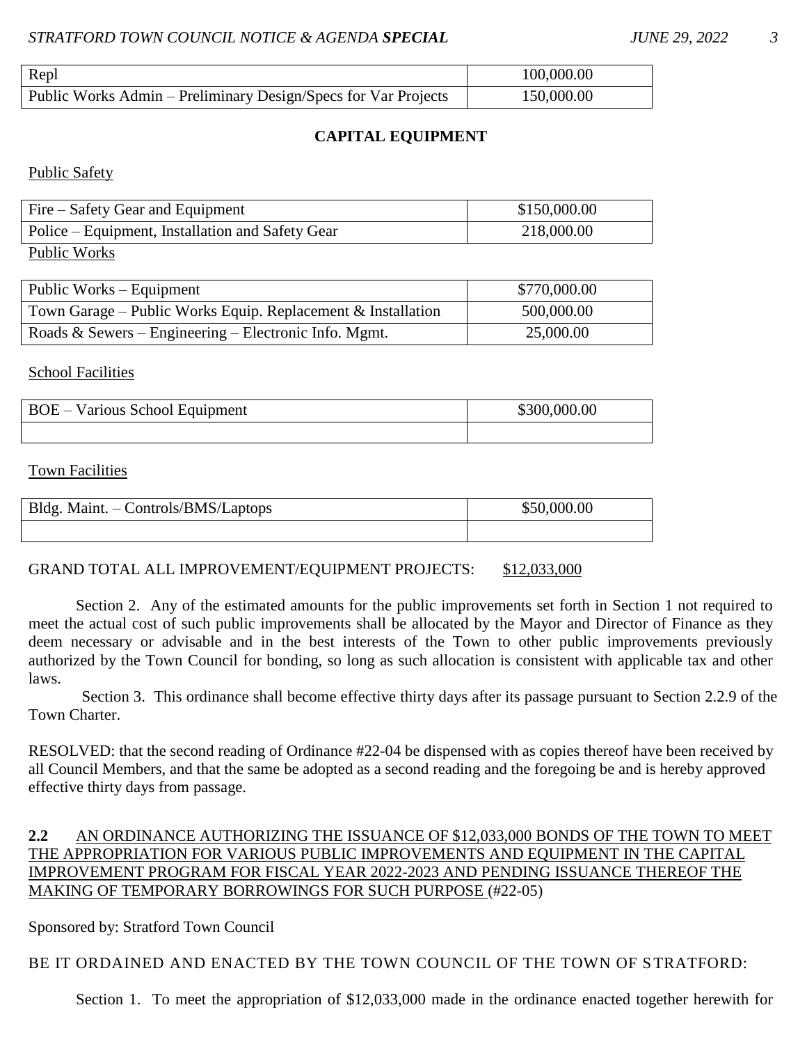| Repl | 100,000.00 |
|---|---|
| Public Works Admin – Preliminary Design/Specs for Var Projects | 150,000.00 |

**CAPITAL EQUIPMENT**

Public Safety

| Fire – Safety Gear and Equipment | $150,000.00 |
|---|---|
| Police – Equipment, Installation and Safety Gear | 218,000.00 |

Public Works

| Public Works – Equipment | $770,000.00 |
|---|---|
| Town Garage – Public Works Equip. Replacement & Installation | 500,000.00 |
| Roads & Sewers – Engineering – Electronic Info. Mgmt. | 25,000.00 |

School Facilities

| BOE – Various School Equipment | $300,000.00 |
|---|---|
| | |

Town Facilities

| Bldg. Maint. – Controls/BMS/Laptops | $50,000.00 |
|---|---|
| | |

GRAND TOTAL ALL IMPROVEMENT/EQUIPMENT PROJECTS: $12,033,000

Section 2. Any of the estimated amounts for the public improvements set forth in Section 1 not required to meet the actual cost of such public improvements shall be allocated by the Mayor and Director of Finance as they deem necessary or advisable and in the best interests of the Town to other public improvements previously authorized by the Town Council for bonding, so long as such allocation is consistent with applicable tax and other laws.

Section 3. This ordinance shall become effective thirty days after its passage pursuant to Section 2.2.9 of the Town Charter.

RESOLVED: that the second reading of Ordinance #22-04 be dispensed with as copies thereof have been received by all Council Members, and that the same be adopted as a second reading and the foregoing be and is hereby approved effective thirty days from passage.

**2.2** AN ORDINANCE AUTHORIZING THE ISSUANCE OF $12,033,000 BONDS OF THE TOWN TO MEET THE APPROPRIATION FOR VARIOUS PUBLIC IMPROVEMENTS AND EQUIPMENT IN THE CAPITAL IMPROVEMENT PROGRAM FOR FISCAL YEAR 2022-2023 AND PENDING ISSUANCE THEREOF THE MAKING OF TEMPORARY BORROWINGS FOR SUCH PURPOSE (#22-05)

Sponsored by: Stratford Town Council

BE IT ORDAINED AND ENACTED BY THE TOWN COUNCIL OF THE TOWN OF STRATFORD:

Section 1. To meet the appropriation of $12,033,000 made in the ordinance enacted together herewith for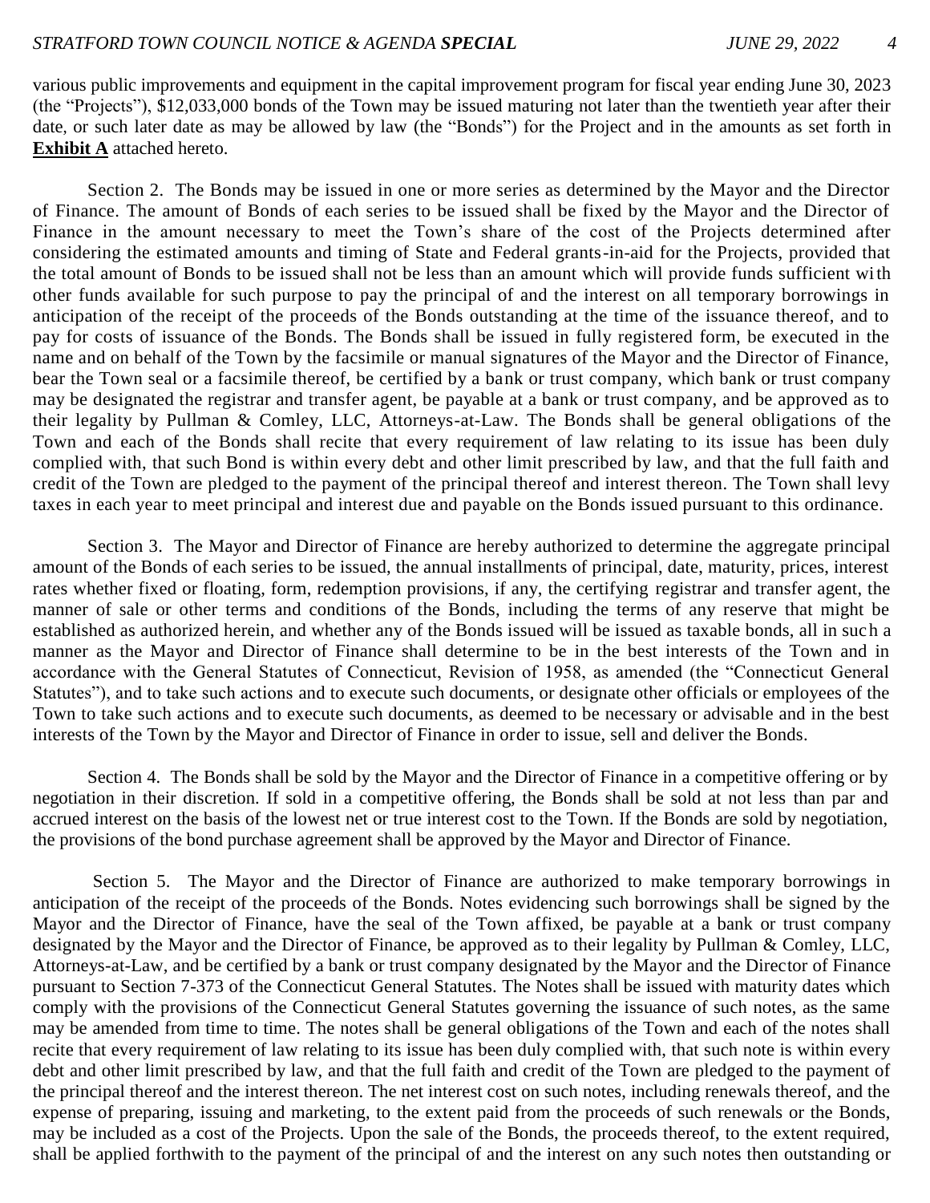various public improvements and equipment in the capital improvement program for fiscal year ending June 30, 2023 (the "Projects"), $12,033,000 bonds of the Town may be issued maturing not later than the twentieth year after their date, or such later date as may be allowed by law (the "Bonds") for the Project and in the amounts as set forth in **Exhibit A** attached hereto.

Section 2. The Bonds may be issued in one or more series as determined by the Mayor and the Director of Finance. The amount of Bonds of each series to be issued shall be fixed by the Mayor and the Director of Finance in the amount necessary to meet the Town's share of the cost of the Projects determined after considering the estimated amounts and timing of State and Federal grants-in-aid for the Projects, provided that the total amount of Bonds to be issued shall not be less than an amount which will provide funds sufficient with other funds available for such purpose to pay the principal of and the interest on all temporary borrowings in anticipation of the receipt of the proceeds of the Bonds outstanding at the time of the issuance thereof, and to pay for costs of issuance of the Bonds. The Bonds shall be issued in fully registered form, be executed in the name and on behalf of the Town by the facsimile or manual signatures of the Mayor and the Director of Finance, bear the Town seal or a facsimile thereof, be certified by a bank or trust company, which bank or trust company may be designated the registrar and transfer agent, be payable at a bank or trust company, and be approved as to their legality by Pullman & Comley, LLC, Attorneys-at-Law. The Bonds shall be general obligations of the Town and each of the Bonds shall recite that every requirement of law relating to its issue has been duly complied with, that such Bond is within every debt and other limit prescribed by law, and that the full faith and credit of the Town are pledged to the payment of the principal thereof and interest thereon. The Town shall levy taxes in each year to meet principal and interest due and payable on the Bonds issued pursuant to this ordinance.

Section 3. The Mayor and Director of Finance are hereby authorized to determine the aggregate principal amount of the Bonds of each series to be issued, the annual installments of principal, date, maturity, prices, interest rates whether fixed or floating, form, redemption provisions, if any, the certifying registrar and transfer agent, the manner of sale or other terms and conditions of the Bonds, including the terms of any reserve that might be established as authorized herein, and whether any of the Bonds issued will be issued as taxable bonds, all in such a manner as the Mayor and Director of Finance shall determine to be in the best interests of the Town and in accordance with the General Statutes of Connecticut, Revision of 1958, as amended (the "Connecticut General Statutes"), and to take such actions and to execute such documents, or designate other officials or employees of the Town to take such actions and to execute such documents, as deemed to be necessary or advisable and in the best interests of the Town by the Mayor and Director of Finance in order to issue, sell and deliver the Bonds.

Section 4. The Bonds shall be sold by the Mayor and the Director of Finance in a competitive offering or by negotiation in their discretion. If sold in a competitive offering, the Bonds shall be sold at not less than par and accrued interest on the basis of the lowest net or true interest cost to the Town. If the Bonds are sold by negotiation, the provisions of the bond purchase agreement shall be approved by the Mayor and Director of Finance.

Section 5. The Mayor and the Director of Finance are authorized to make temporary borrowings in anticipation of the receipt of the proceeds of the Bonds. Notes evidencing such borrowings shall be signed by the Mayor and the Director of Finance, have the seal of the Town affixed, be payable at a bank or trust company designated by the Mayor and the Director of Finance, be approved as to their legality by Pullman & Comley, LLC, Attorneys-at-Law, and be certified by a bank or trust company designated by the Mayor and the Director of Finance pursuant to Section 7-373 of the Connecticut General Statutes. The Notes shall be issued with maturity dates which comply with the provisions of the Connecticut General Statutes governing the issuance of such notes, as the same may be amended from time to time. The notes shall be general obligations of the Town and each of the notes shall recite that every requirement of law relating to its issue has been duly complied with, that such note is within every debt and other limit prescribed by law, and that the full faith and credit of the Town are pledged to the payment of the principal thereof and the interest thereon. The net interest cost on such notes, including renewals thereof, and the expense of preparing, issuing and marketing, to the extent paid from the proceeds of such renewals or the Bonds, may be included as a cost of the Projects. Upon the sale of the Bonds, the proceeds thereof, to the extent required, shall be applied forthwith to the payment of the principal of and the interest on any such notes then outstanding or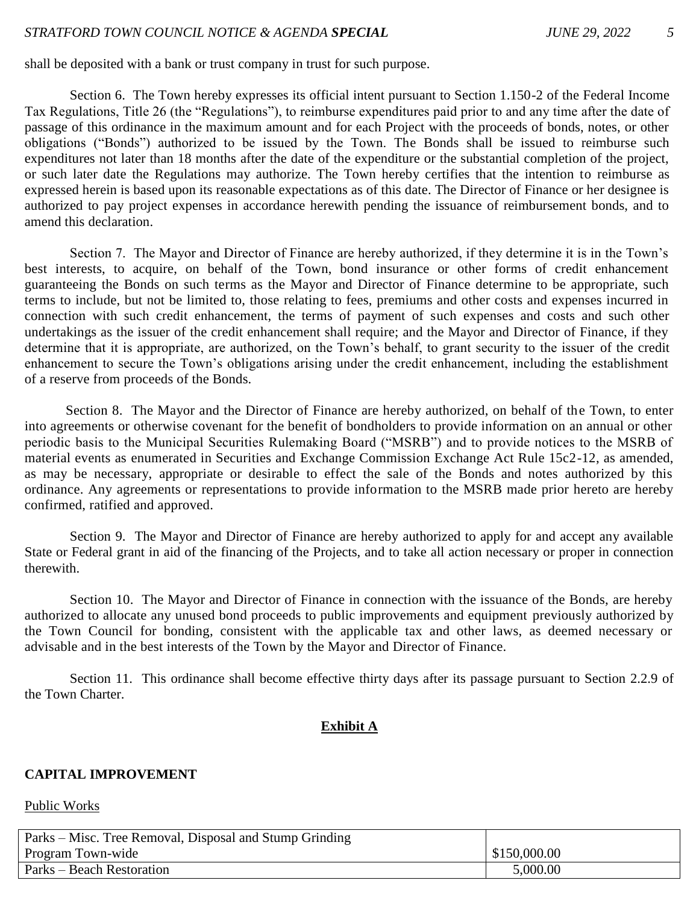shall be deposited with a bank or trust company in trust for such purpose.

Section 6. The Town hereby expresses its official intent pursuant to Section 1.150-2 of the Federal Income Tax Regulations, Title 26 (the "Regulations"), to reimburse expenditures paid prior to and any time after the date of passage of this ordinance in the maximum amount and for each Project with the proceeds of bonds, notes, or other obligations ("Bonds") authorized to be issued by the Town. The Bonds shall be issued to reimburse such expenditures not later than 18 months after the date of the expenditure or the substantial completion of the project, or such later date the Regulations may authorize. The Town hereby certifies that the intention to reimburse as expressed herein is based upon its reasonable expectations as of this date. The Director of Finance or her designee is authorized to pay project expenses in accordance herewith pending the issuance of reimbursement bonds, and to amend this declaration.

Section 7. The Mayor and Director of Finance are hereby authorized, if they determine it is in the Town's best interests, to acquire, on behalf of the Town, bond insurance or other forms of credit enhancement guaranteeing the Bonds on such terms as the Mayor and Director of Finance determine to be appropriate, such terms to include, but not be limited to, those relating to fees, premiums and other costs and expenses incurred in connection with such credit enhancement, the terms of payment of such expenses and costs and such other undertakings as the issuer of the credit enhancement shall require; and the Mayor and Director of Finance, if they determine that it is appropriate, are authorized, on the Town's behalf, to grant security to the issuer of the credit enhancement to secure the Town's obligations arising under the credit enhancement, including the establishment of a reserve from proceeds of the Bonds.

Section 8. The Mayor and the Director of Finance are hereby authorized, on behalf of the Town, to enter into agreements or otherwise covenant for the benefit of bondholders to provide information on an annual or other periodic basis to the Municipal Securities Rulemaking Board ("MSRB") and to provide notices to the MSRB of material events as enumerated in Securities and Exchange Commission Exchange Act Rule 15c2-12, as amended, as may be necessary, appropriate or desirable to effect the sale of the Bonds and notes authorized by this ordinance. Any agreements or representations to provide information to the MSRB made prior hereto are hereby confirmed, ratified and approved.

Section 9. The Mayor and Director of Finance are hereby authorized to apply for and accept any available State or Federal grant in aid of the financing of the Projects, and to take all action necessary or proper in connection therewith.

Section 10. The Mayor and Director of Finance in connection with the issuance of the Bonds, are hereby authorized to allocate any unused bond proceeds to public improvements and equipment previously authorized by the Town Council for bonding, consistent with the applicable tax and other laws, as deemed necessary or advisable and in the best interests of the Town by the Mayor and Director of Finance.

Section 11. This ordinance shall become effective thirty days after its passage pursuant to Section 2.2.9 of the Town Charter.

## Exhibit A

**CAPITAL IMPROVEMENT**

Public Works

| | |
|---|---|
| Parks – Misc. Tree Removal, Disposal and Stump Grinding Program Town-wide | \$150,000.00 |
| Parks – Beach Restoration | 5,000.00 |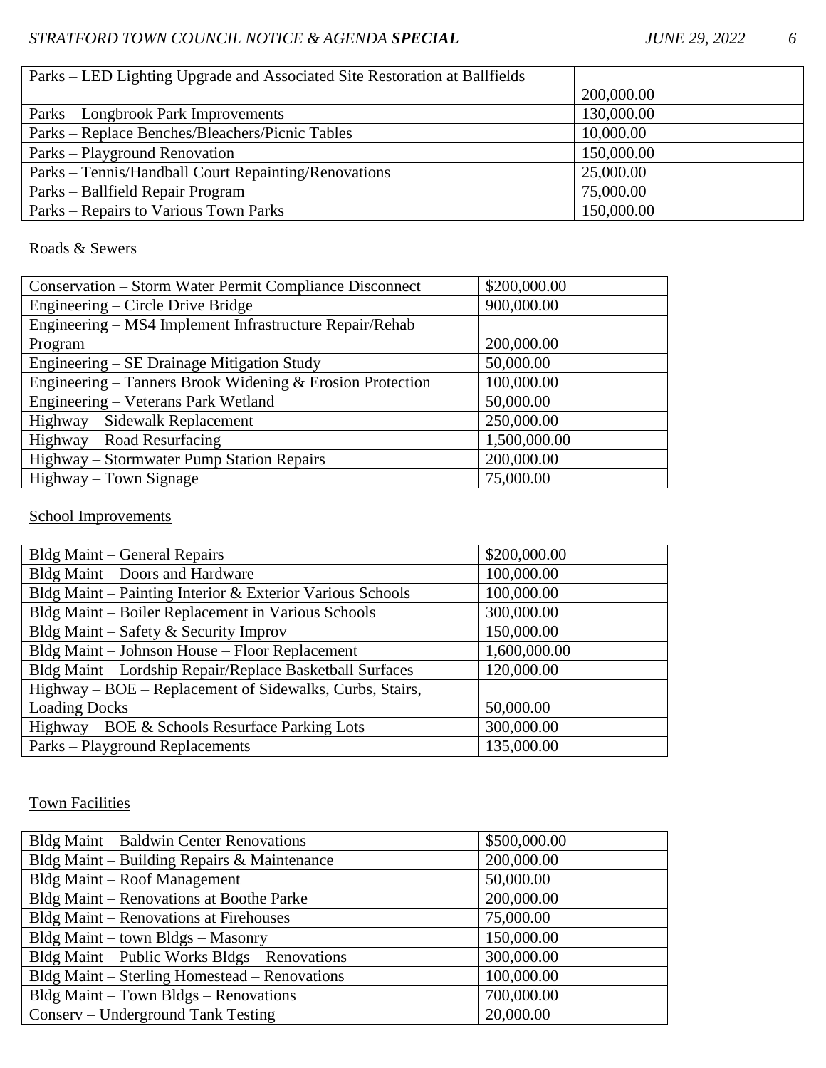| | |
|---|---|
| Parks – LED Lighting Upgrade and Associated Site Restoration at Ballfields | 200,000.00 |
| Parks – Longbrook Park Improvements | 130,000.00 |
| Parks – Replace Benches/Bleachers/Picnic Tables | 10,000.00 |
| Parks – Playground Renovation | 150,000.00 |
| Parks – Tennis/Handball Court Repainting/Renovations | 25,000.00 |
| Parks – Ballfield Repair Program | 75,000.00 |
| Parks – Repairs to Various Town Parks | 150,000.00 |

Roads & Sewers

| | |
|---|---|
| Conservation – Storm Water Permit Compliance Disconnect | $200,000.00 |
| Engineering – Circle Drive Bridge | 900,000.00 |
| Engineering – MS4 Implement Infrastructure Repair/Rehab Program | 200,000.00 |
| Engineering – SE Drainage Mitigation Study | 50,000.00 |
| Engineering – Tanners Brook Widening & Erosion Protection | 100,000.00 |
| Engineering – Veterans Park Wetland | 50,000.00 |
| Highway – Sidewalk Replacement | 250,000.00 |
| Highway – Road Resurfacing | 1,500,000.00 |
| Highway – Stormwater Pump Station Repairs | 200,000.00 |
| Highway – Town Signage | 75,000.00 |

School Improvements

| | |
|---|---|
| Bldg Maint – General Repairs | $200,000.00 |
| Bldg Maint – Doors and Hardware | 100,000.00 |
| Bldg Maint – Painting Interior & Exterior Various Schools | 100,000.00 |
| Bldg Maint – Boiler Replacement in Various Schools | 300,000.00 |
| Bldg Maint – Safety & Security Improv | 150,000.00 |
| Bldg Maint – Johnson House – Floor Replacement | 1,600,000.00 |
| Bldg Maint – Lordship Repair/Replace Basketball Surfaces | 120,000.00 |
| Highway – BOE – Replacement of Sidewalks, Curbs, Stairs, Loading Docks | 50,000.00 |
| Highway – BOE & Schools Resurface Parking Lots | 300,000.00 |
| Parks – Playground Replacements | 135,000.00 |

Town Facilities

| | |
|---|---|
| Bldg Maint – Baldwin Center Renovations | $500,000.00 |
| Bldg Maint – Building Repairs & Maintenance | 200,000.00 |
| Bldg Maint – Roof Management | 50,000.00 |
| Bldg Maint – Renovations at Boothe Parke | 200,000.00 |
| Bldg Maint – Renovations at Firehouses | 75,000.00 |
| Bldg Maint – town Bldgs – Masonry | 150,000.00 |
| Bldg Maint – Public Works Bldgs – Renovations | 300,000.00 |
| Bldg Maint – Sterling Homestead – Renovations | 100,000.00 |
| Bldg Maint – Town Bldgs – Renovations | 700,000.00 |
| Conserv – Underground Tank Testing | 20,000.00 |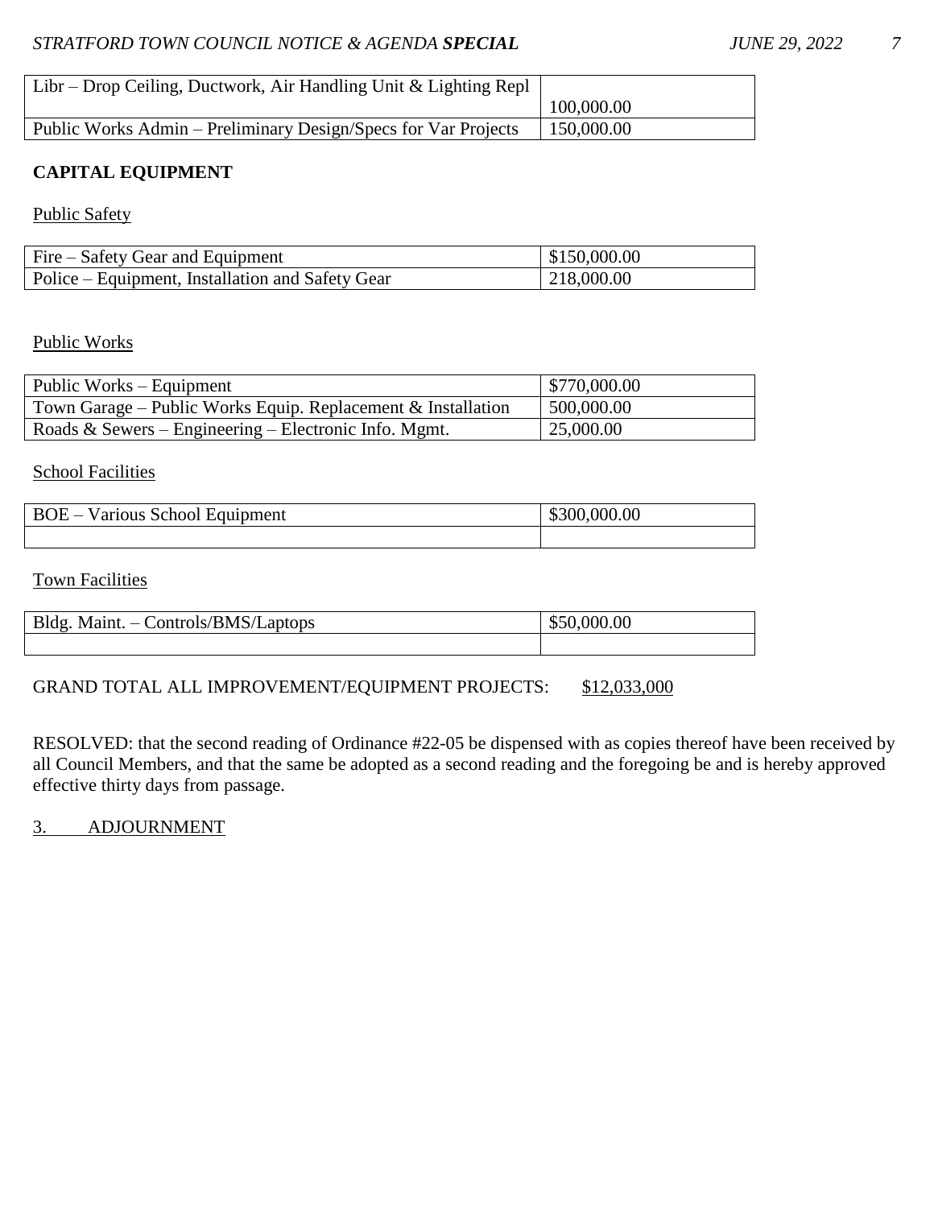| | |
|---|---|
| Libr – Drop Ceiling, Ductwork, Air Handling Unit & Lighting Repl | 100,000.00 |
| Public Works Admin – Preliminary Design/Specs for Var Projects | 150,000.00 |

**CAPITAL EQUIPMENT**

Public Safety

| | |
|---|---|
| Fire – Safety Gear and Equipment | $150,000.00 |
| Police – Equipment, Installation and Safety Gear | 218,000.00 |

Public Works

| | |
|---|---|
| Public Works – Equipment | $770,000.00 |
| Town Garage – Public Works Equip. Replacement & Installation | 500,000.00 |
| Roads & Sewers – Engineering – Electronic Info. Mgmt. | 25,000.00 |

School Facilities

| | |
|---|---|
| BOE – Various School Equipment | $300,000.00 |
| | |

Town Facilities

| | |
|---|---|
| Bldg. Maint. – Controls/BMS/Laptops | $50,000.00 |
| | |

GRAND TOTAL ALL IMPROVEMENT/EQUIPMENT PROJECTS: $12,033,000

RESOLVED: that the second reading of Ordinance #22-05 be dispensed with as copies thereof have been received by all Council Members, and that the same be adopted as a second reading and the foregoing be and is hereby approved effective thirty days from passage.

3. ADJOURNMENT